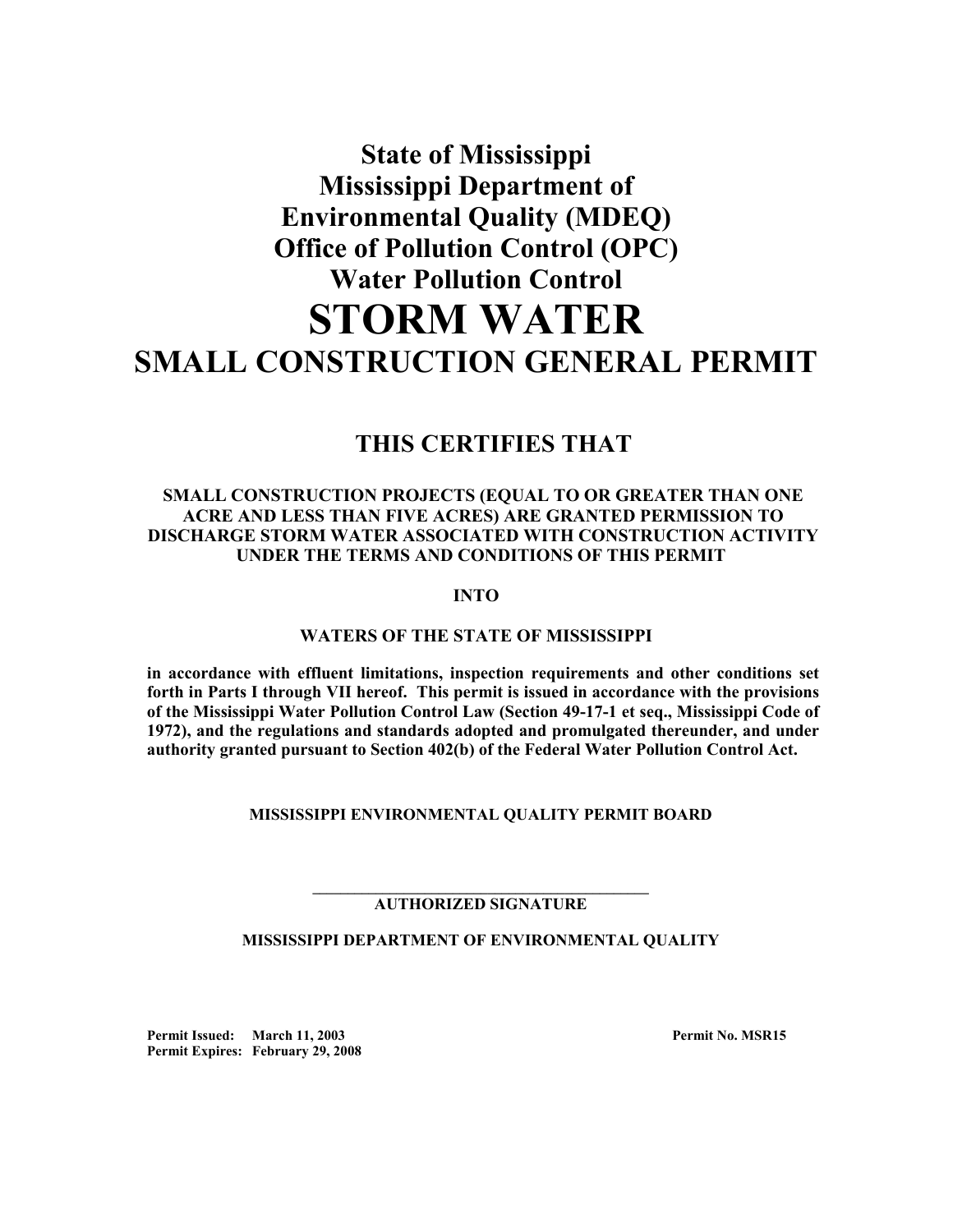# State of Mississippi
# Mississippi Department of Environmental Quality (MDEQ)
# Office of Pollution Control (OPC)
# Water Pollution Control

# STORM WATER

## SMALL CONSTRUCTION GENERAL PERMIT

### THIS CERTIFIES THAT

**SMALL CONSTRUCTION PROJECTS (EQUAL TO OR GREATER THAN ONE ACRE AND LESS THAN FIVE ACRES) ARE GRANTED PERMISSION TO DISCHARGE STORM WATER ASSOCIATED WITH CONSTRUCTION ACTIVITY UNDER THE TERMS AND CONDITIONS OF THIS PERMIT**

**INTO**

**WATERS OF THE STATE OF MISSISSIPPI**

**in accordance with effluent limitations, inspection requirements and other conditions set forth in Parts I through VII hereof. This permit is issued in accordance with the provisions of the Mississippi Water Pollution Control Law (Section 49-17-1 et seq., Mississippi Code of 1972), and the regulations and standards adopted and promulgated thereunder, and under authority granted pursuant to Section 402(b) of the Federal Water Pollution Control Act.**

**MISSISSIPPI ENVIRONMENTAL QUALITY PERMIT BOARD**

\_\_\_\_\_\_\_\_\_\_\_\_\_\_\_\_\_\_\_\_\_\_\_\_\_\_\_\_\_\_\_\_\_\_\_\_\_\_\_\_

**AUTHORIZED SIGNATURE**

**MISSISSIPPI DEPARTMENT OF ENVIRONMENTAL QUALITY**

**Permit Issued: March 11, 2003**
**Permit Expires: February 29, 2008**

**Permit No. MSR15**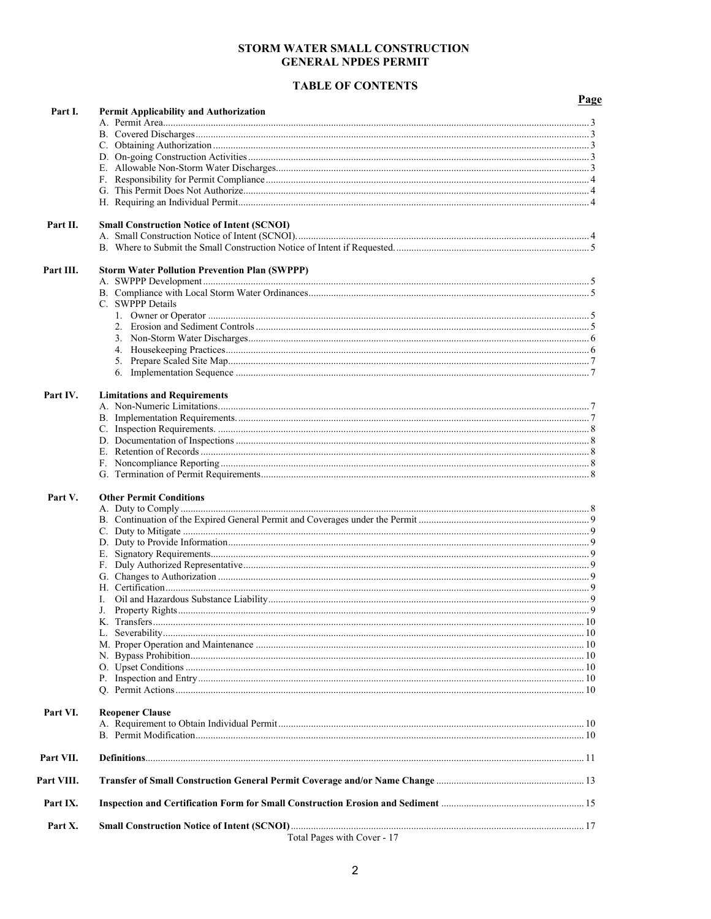# STORM WATER SMALL CONSTRUCTION GENERAL NPDES PERMIT

## TABLE OF CONTENTS

| | | Page |
|---|---|---|
| **Part I.** | **Permit Applicability and Authorization** | |
| | A. Permit Area | 3 |
| | B. Covered Discharges | 3 |
| | C. Obtaining Authorization | 3 |
| | D. On-going Construction Activities | 3 |
| | E. Allowable Non-Storm Water Discharges | 3 |
| | F. Responsibility for Permit Compliance | 4 |
| | G. This Permit Does Not Authorize | 4 |
| | H. Requiring an Individual Permit | 4 |
| **Part II.** | **Small Construction Notice of Intent (SCNOI)** | |
| | A. Small Construction Notice of Intent (SCNOI). | 4 |
| | B. Where to Submit the Small Construction Notice of Intent if Requested. | 5 |
| **Part III.** | **Storm Water Pollution Prevention Plan (SWPPP)** | |
| | A. SWPPP Development | 5 |
| | B. Compliance with Local Storm Water Ordinances | 5 |
| | C. SWPPP Details | |
| | 1. Owner or Operator | 5 |
| | 2. Erosion and Sediment Controls | 5 |
| | 3. Non-Storm Water Discharges | 6 |
| | 4. Housekeeping Practices | 6 |
| | 5. Prepare Scaled Site Map | 7 |
| | 6. Implementation Sequence | 7 |
| **Part IV.** | **Limitations and Requirements** | |
| | A. Non-Numeric Limitations | 7 |
| | B. Implementation Requirements. | 7 |
| | C. Inspection Requirements. | 8 |
| | D. Documentation of Inspections | 8 |
| | E. Retention of Records | 8 |
| | F. Noncompliance Reporting | 8 |
| | G. Termination of Permit Requirements | 8 |
| **Part V.** | **Other Permit Conditions** | |
| | A. Duty to Comply | 8 |
| | B. Continuation of the Expired General Permit and Coverages under the Permit | 9 |
| | C. Duty to Mitigate | 9 |
| | D. Duty to Provide Information | 9 |
| | E. Signatory Requirements | 9 |
| | F. Duly Authorized Representative | 9 |
| | G. Changes to Authorization | 9 |
| | H. Certification | 9 |
| | I. Oil and Hazardous Substance Liability | 9 |
| | J. Property Rights | 9 |
| | K. Transfers | 10 |
| | L. Severability | 10 |
| | M. Proper Operation and Maintenance | 10 |
| | N. Bypass Prohibition | 10 |
| | O. Upset Conditions | 10 |
| | P. Inspection and Entry | 10 |
| | Q. Permit Actions | 10 |
| **Part VI.** | **Reopener Clause** | |
| | A. Requirement to Obtain Individual Permit | 10 |
| | B. Permit Modification | 10 |
| **Part VII.** | **Definitions** | 11 |
| **Part VIII.** | **Transfer of Small Construction General Permit Coverage and/or Name Change** | 13 |
| **Part IX.** | **Inspection and Certification Form for Small Construction Erosion and Sediment** | 15 |
| **Part X.** | **Small Construction Notice of Intent (SCNOI)** | 17 |

Total Pages with Cover - 17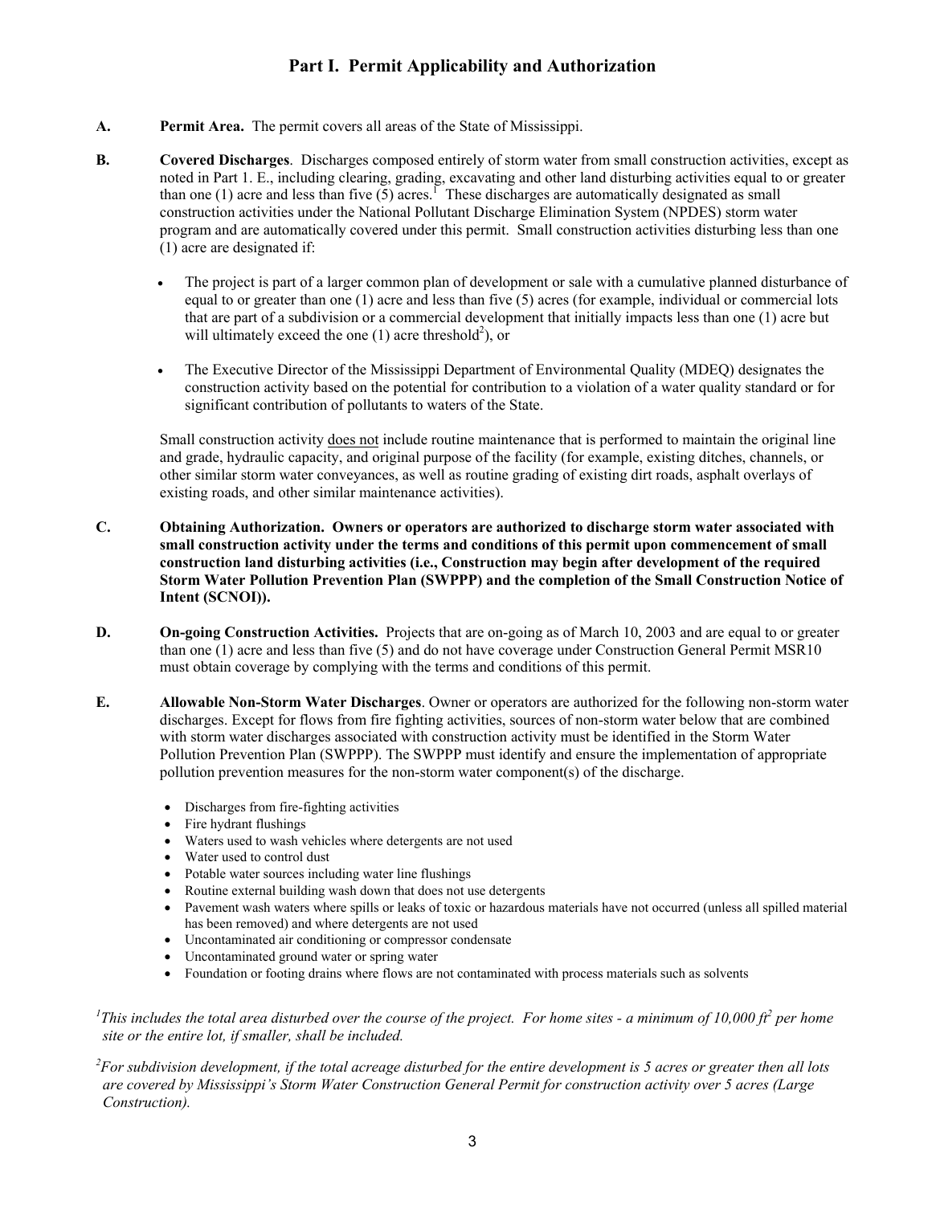## Part I. Permit Applicability and Authorization

**A. Permit Area.** The permit covers all areas of the State of Mississippi.

**B. Covered Discharges**. Discharges composed entirely of storm water from small construction activities, except as noted in Part 1. E., including clearing, grading, excavating and other land disturbing activities equal to or greater than one (1) acre and less than five (5) acres.[1] These discharges are automatically designated as small construction activities under the National Pollutant Discharge Elimination System (NPDES) storm water program and are automatically covered under this permit. Small construction activities disturbing less than one (1) acre are designated if:

- The project is part of a larger common plan of development or sale with a cumulative planned disturbance of equal to or greater than one (1) acre and less than five (5) acres (for example, individual or commercial lots that are part of a subdivision or a commercial development that initially impacts less than one (1) acre but will ultimately exceed the one (1) acre threshold[2]), or

- The Executive Director of the Mississippi Department of Environmental Quality (MDEQ) designates the construction activity based on the potential for contribution to a violation of a water quality standard or for significant contribution of pollutants to waters of the State.

Small construction activity <u>does not</u> include routine maintenance that is performed to maintain the original line and grade, hydraulic capacity, and original purpose of the facility (for example, existing ditches, channels, or other similar storm water conveyances, as well as routine grading of existing dirt roads, asphalt overlays of existing roads, and other similar maintenance activities).

**C. Obtaining Authorization. Owners or operators are authorized to discharge storm water associated with small construction activity under the terms and conditions of this permit upon commencement of small construction land disturbing activities (i.e., Construction may begin after development of the required Storm Water Pollution Prevention Plan (SWPPP) and the completion of the Small Construction Notice of Intent (SCNOI)).**

**D. On-going Construction Activities.** Projects that are on-going as of March 10, 2003 and are equal to or greater than one (1) acre and less than five (5) and do not have coverage under Construction General Permit MSR10 must obtain coverage by complying with the terms and conditions of this permit.

**E. Allowable Non-Storm Water Discharges**. Owner or operators are authorized for the following non-storm water discharges. Except for flows from fire fighting activities, sources of non-storm water below that are combined with storm water discharges associated with construction activity must be identified in the Storm Water Pollution Prevention Plan (SWPPP). The SWPPP must identify and ensure the implementation of appropriate pollution prevention measures for the non-storm water component(s) of the discharge.

- Discharges from fire-fighting activities
- Fire hydrant flushings
- Waters used to wash vehicles where detergents are not used
- Water used to control dust
- Potable water sources including water line flushings
- Routine external building wash down that does not use detergents
- Pavement wash waters where spills or leaks of toxic or hazardous materials have not occurred (unless all spilled material has been removed) and where detergents are not used
- Uncontaminated air conditioning or compressor condensate
- Uncontaminated ground water or spring water
- Foundation or footing drains where flows are not contaminated with process materials such as solvents

*[1]This includes the total area disturbed over the course of the project. For home sites - a minimum of 10,000 $ft^2$ per home site or the entire lot, if smaller, shall be included.*

*[2]For subdivision development, if the total acreage disturbed for the entire development is 5 acres or greater then all lots are covered by Mississippi's Storm Water Construction General Permit for construction activity over 5 acres (Large Construction).*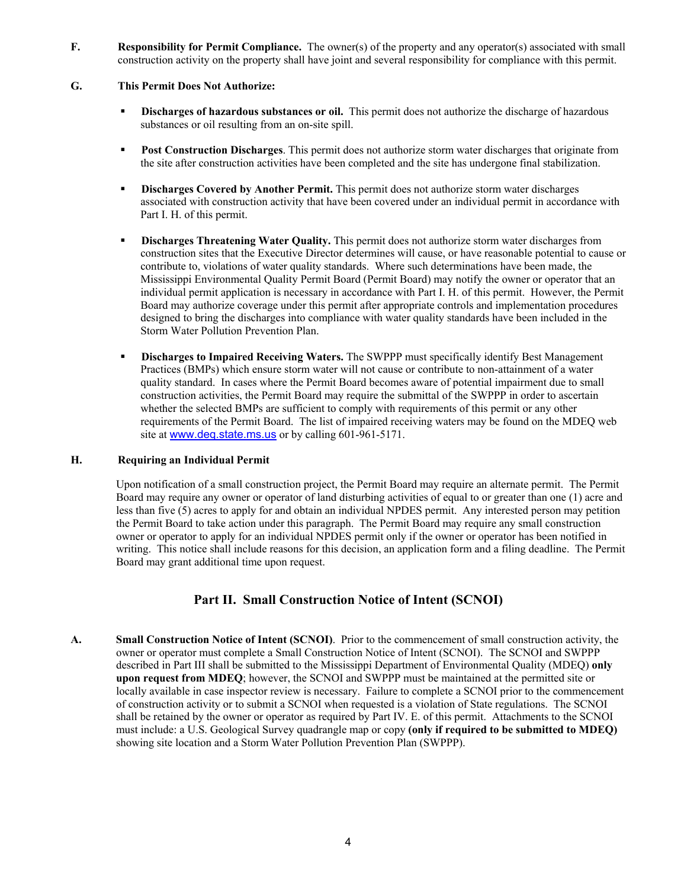**F.** **Responsibility for Permit Compliance.** The owner(s) of the property and any operator(s) associated with small construction activity on the property shall have joint and several responsibility for compliance with this permit.

**G.** **This Permit Does Not Authorize:**

- **Discharges of hazardous substances or oil.** This permit does not authorize the discharge of hazardous substances or oil resulting from an on-site spill.

- **Post Construction Discharges**. This permit does not authorize storm water discharges that originate from the site after construction activities have been completed and the site has undergone final stabilization.

- **Discharges Covered by Another Permit.** This permit does not authorize storm water discharges associated with construction activity that have been covered under an individual permit in accordance with Part I. H. of this permit.

- **Discharges Threatening Water Quality.** This permit does not authorize storm water discharges from construction sites that the Executive Director determines will cause, or have reasonable potential to cause or contribute to, violations of water quality standards. Where such determinations have been made, the Mississippi Environmental Quality Permit Board (Permit Board) may notify the owner or operator that an individual permit application is necessary in accordance with Part I. H. of this permit. However, the Permit Board may authorize coverage under this permit after appropriate controls and implementation procedures designed to bring the discharges into compliance with water quality standards have been included in the Storm Water Pollution Prevention Plan.

- **Discharges to Impaired Receiving Waters.** The SWPPP must specifically identify Best Management Practices (BMPs) which ensure storm water will not cause or contribute to non-attainment of a water quality standard. In cases where the Permit Board becomes aware of potential impairment due to small construction activities, the Permit Board may require the submittal of the SWPPP in order to ascertain whether the selected BMPs are sufficient to comply with requirements of this permit or any other requirements of the Permit Board. The list of impaired receiving waters may be found on the MDEQ web site at www.deq.state.ms.us or by calling 601-961-5171.

**H.** **Requiring an Individual Permit**

Upon notification of a small construction project, the Permit Board may require an alternate permit. The Permit Board may require any owner or operator of land disturbing activities of equal to or greater than one (1) acre and less than five (5) acres to apply for and obtain an individual NPDES permit. Any interested person may petition the Permit Board to take action under this paragraph. The Permit Board may require any small construction owner or operator to apply for an individual NPDES permit only if the owner or operator has been notified in writing. This notice shall include reasons for this decision, an application form and a filing deadline. The Permit Board may grant additional time upon request.

## Part II. Small Construction Notice of Intent (SCNOI)

**A.** **Small Construction Notice of Intent (SCNOI)**. Prior to the commencement of small construction activity, the owner or operator must complete a Small Construction Notice of Intent (SCNOI). The SCNOI and SWPPP described in Part III shall be submitted to the Mississippi Department of Environmental Quality (MDEQ) **only upon request from MDEQ**; however, the SCNOI and SWPPP must be maintained at the permitted site or locally available in case inspector review is necessary. Failure to complete a SCNOI prior to the commencement of construction activity or to submit a SCNOI when requested is a violation of State regulations. The SCNOI shall be retained by the owner or operator as required by Part IV. E. of this permit. Attachments to the SCNOI must include: a U.S. Geological Survey quadrangle map or copy **(only if required to be submitted to MDEQ)** showing site location and a Storm Water Pollution Prevention Plan (SWPPP).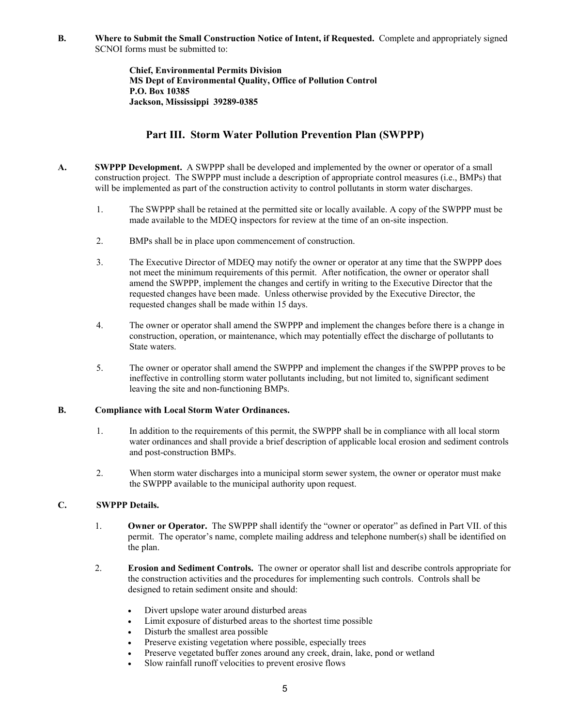**B. Where to Submit the Small Construction Notice of Intent, if Requested.** Complete and appropriately signed SCNOI forms must be submitted to:

> **Chief, Environmental Permits Division**
> **MS Dept of Environmental Quality, Office of Pollution Control**
> **P.O. Box 10385**
> **Jackson, Mississippi 39289-0385**

## Part III. Storm Water Pollution Prevention Plan (SWPPP)

**A. SWPPP Development.** A SWPPP shall be developed and implemented by the owner or operator of a small construction project. The SWPPP must include a description of appropriate control measures (i.e., BMPs) that will be implemented as part of the construction activity to control pollutants in storm water discharges.

1. The SWPPP shall be retained at the permitted site or locally available. A copy of the SWPPP must be made available to the MDEQ inspectors for review at the time of an on-site inspection.

2. BMPs shall be in place upon commencement of construction.

3. The Executive Director of MDEQ may notify the owner or operator at any time that the SWPPP does not meet the minimum requirements of this permit. After notification, the owner or operator shall amend the SWPPP, implement the changes and certify in writing to the Executive Director that the requested changes have been made. Unless otherwise provided by the Executive Director, the requested changes shall be made within 15 days.

4. The owner or operator shall amend the SWPPP and implement the changes before there is a change in construction, operation, or maintenance, which may potentially effect the discharge of pollutants to State waters.

5. The owner or operator shall amend the SWPPP and implement the changes if the SWPPP proves to be ineffective in controlling storm water pollutants including, but not limited to, significant sediment leaving the site and non-functioning BMPs.

**B. Compliance with Local Storm Water Ordinances.**

1. In addition to the requirements of this permit, the SWPPP shall be in compliance with all local storm water ordinances and shall provide a brief description of applicable local erosion and sediment controls and post-construction BMPs.

2. When storm water discharges into a municipal storm sewer system, the owner or operator must make the SWPPP available to the municipal authority upon request.

**C. SWPPP Details.**

1. **Owner or Operator.** The SWPPP shall identify the "owner or operator" as defined in Part VII. of this permit. The operator's name, complete mailing address and telephone number(s) shall be identified on the plan.

2. **Erosion and Sediment Controls.** The owner or operator shall list and describe controls appropriate for the construction activities and the procedures for implementing such controls. Controls shall be designed to retain sediment onsite and should:

   - Divert upslope water around disturbed areas
   - Limit exposure of disturbed areas to the shortest time possible
   - Disturb the smallest area possible
   - Preserve existing vegetation where possible, especially trees
   - Preserve vegetated buffer zones around any creek, drain, lake, pond or wetland
   - Slow rainfall runoff velocities to prevent erosive flows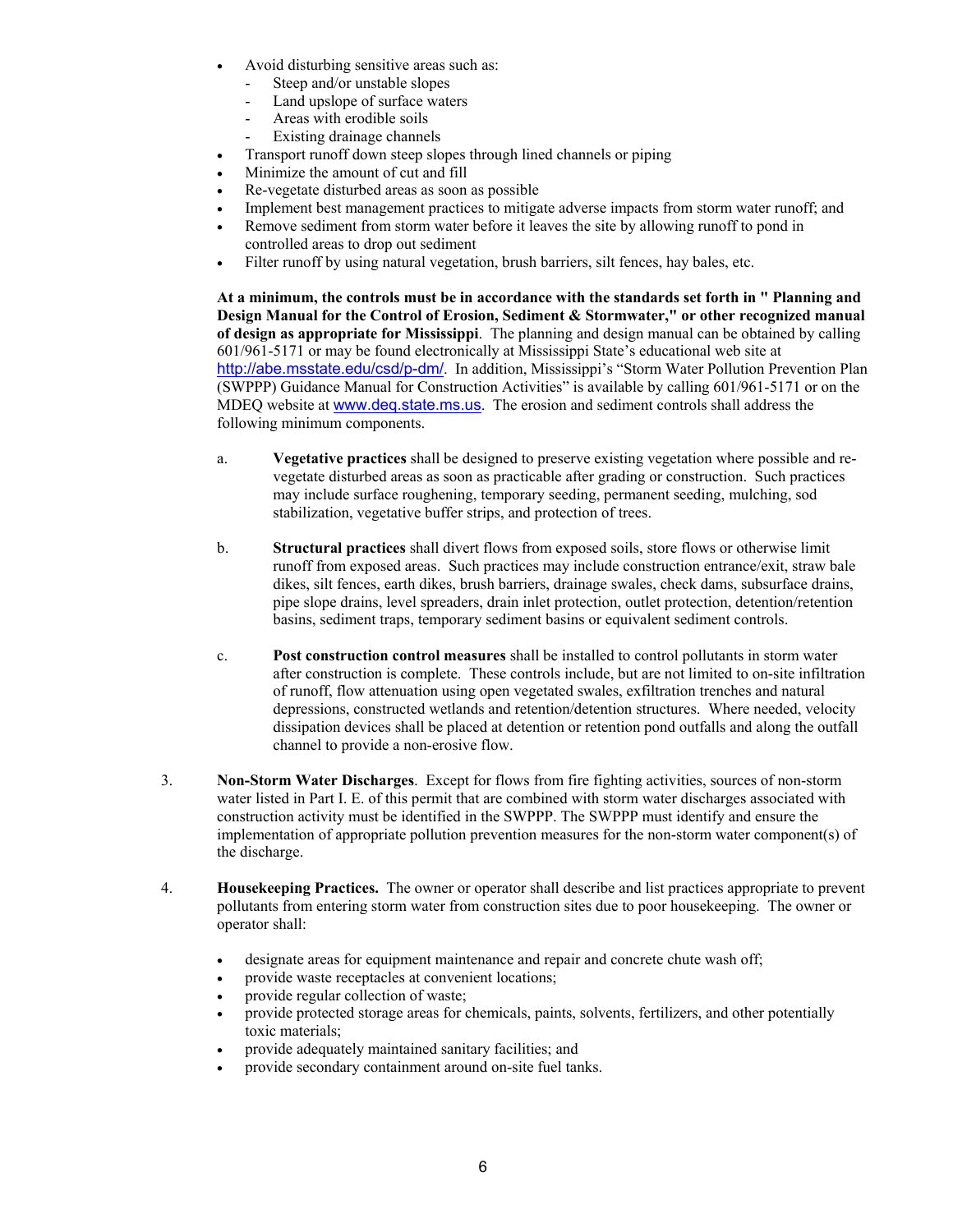- Avoid disturbing sensitive areas such as:
  - Steep and/or unstable slopes
  - Land upslope of surface waters
  - Areas with erodible soils
  - Existing drainage channels
- Transport runoff down steep slopes through lined channels or piping
- Minimize the amount of cut and fill
- Re-vegetate disturbed areas as soon as possible
- Implement best management practices to mitigate adverse impacts from storm water runoff; and
- Remove sediment from storm water before it leaves the site by allowing runoff to pond in controlled areas to drop out sediment
- Filter runoff by using natural vegetation, brush barriers, silt fences, hay bales, etc.

**At a minimum, the controls must be in accordance with the standards set forth in " Planning and Design Manual for the Control of Erosion, Sediment & Stormwater," or other recognized manual of design as appropriate for Mississippi**. The planning and design manual can be obtained by calling 601/961-5171 or may be found electronically at Mississippi State's educational web site at http://abe.msstate.edu/csd/p-dm/. In addition, Mississippi's "Storm Water Pollution Prevention Plan (SWPPP) Guidance Manual for Construction Activities" is available by calling 601/961-5171 or on the MDEQ website at www.deq.state.ms.us. The erosion and sediment controls shall address the following minimum components.

a. **Vegetative practices** shall be designed to preserve existing vegetation where possible and re-vegetate disturbed areas as soon as practicable after grading or construction. Such practices may include surface roughening, temporary seeding, permanent seeding, mulching, sod stabilization, vegetative buffer strips, and protection of trees.

b. **Structural practices** shall divert flows from exposed soils, store flows or otherwise limit runoff from exposed areas. Such practices may include construction entrance/exit, straw bale dikes, silt fences, earth dikes, brush barriers, drainage swales, check dams, subsurface drains, pipe slope drains, level spreaders, drain inlet protection, outlet protection, detention/retention basins, sediment traps, temporary sediment basins or equivalent sediment controls.

c. **Post construction control measures** shall be installed to control pollutants in storm water after construction is complete. These controls include, but are not limited to on-site infiltration of runoff, flow attenuation using open vegetated swales, exfiltration trenches and natural depressions, constructed wetlands and retention/detention structures. Where needed, velocity dissipation devices shall be placed at detention or retention pond outfalls and along the outfall channel to provide a non-erosive flow.

3. **Non-Storm Water Discharges**. Except for flows from fire fighting activities, sources of non-storm water listed in Part I. E. of this permit that are combined with storm water discharges associated with construction activity must be identified in the SWPPP. The SWPPP must identify and ensure the implementation of appropriate pollution prevention measures for the non-storm water component(s) of the discharge.

4. **Housekeeping Practices.** The owner or operator shall describe and list practices appropriate to prevent pollutants from entering storm water from construction sites due to poor housekeeping. The owner or operator shall:

- designate areas for equipment maintenance and repair and concrete chute wash off;
- provide waste receptacles at convenient locations;
- provide regular collection of waste;
- provide protected storage areas for chemicals, paints, solvents, fertilizers, and other potentially toxic materials;
- provide adequately maintained sanitary facilities; and
- provide secondary containment around on-site fuel tanks.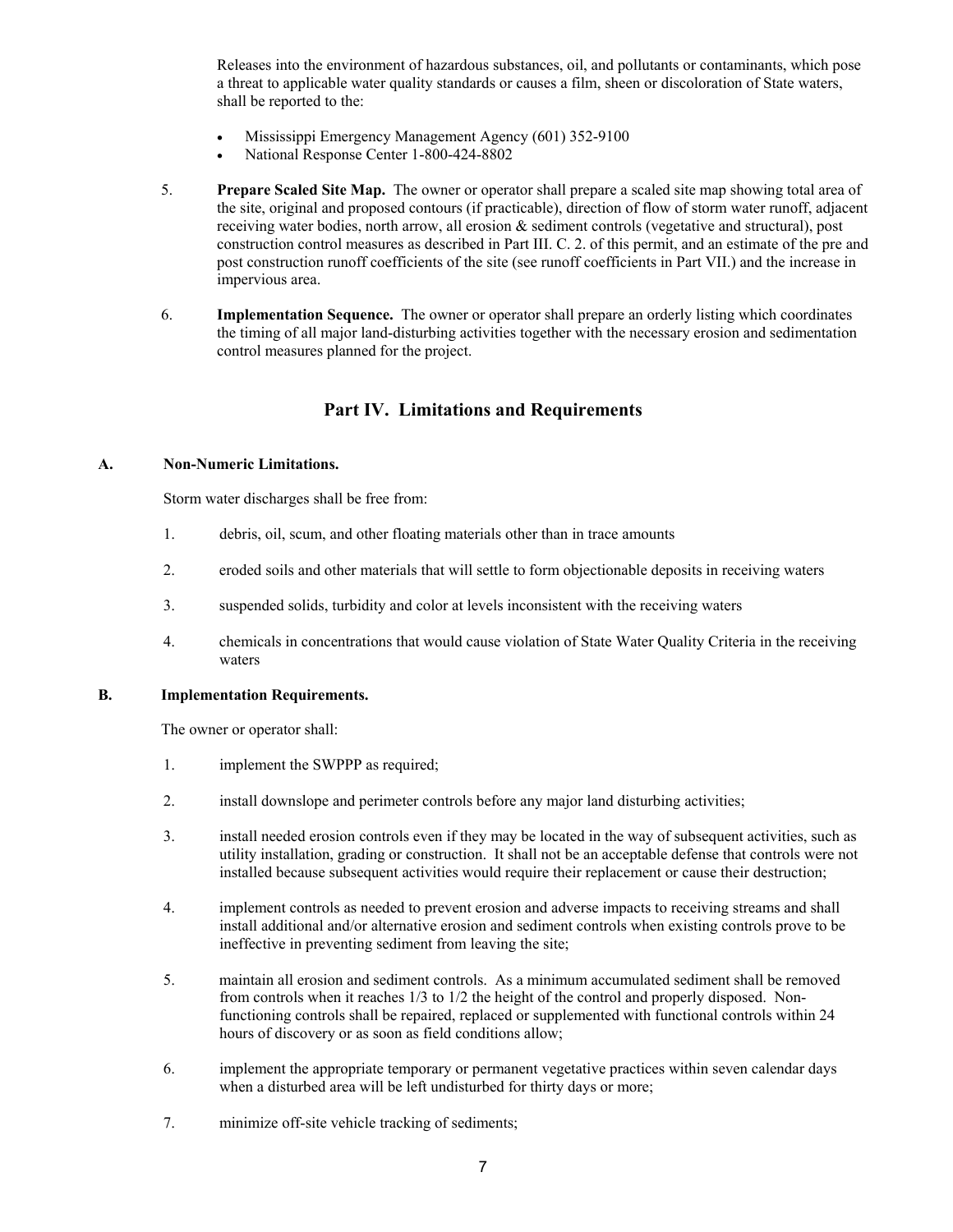Releases into the environment of hazardous substances, oil, and pollutants or contaminants, which pose a threat to applicable water quality standards or causes a film, sheen or discoloration of State waters, shall be reported to the:

- Mississippi Emergency Management Agency (601) 352-9100
- National Response Center 1-800-424-8802

5. **Prepare Scaled Site Map.** The owner or operator shall prepare a scaled site map showing total area of the site, original and proposed contours (if practicable), direction of flow of storm water runoff, adjacent receiving water bodies, north arrow, all erosion & sediment controls (vegetative and structural), post construction control measures as described in Part III. C. 2. of this permit, and an estimate of the pre and post construction runoff coefficients of the site (see runoff coefficients in Part VII.) and the increase in impervious area.

6. **Implementation Sequence.** The owner or operator shall prepare an orderly listing which coordinates the timing of all major land-disturbing activities together with the necessary erosion and sedimentation control measures planned for the project.

## Part IV. Limitations and Requirements

### A. Non-Numeric Limitations.

Storm water discharges shall be free from:

1. debris, oil, scum, and other floating materials other than in trace amounts
2. eroded soils and other materials that will settle to form objectionable deposits in receiving waters
3. suspended solids, turbidity and color at levels inconsistent with the receiving waters
4. chemicals in concentrations that would cause violation of State Water Quality Criteria in the receiving waters

### B. Implementation Requirements.

The owner or operator shall:

1. implement the SWPPP as required;
2. install downslope and perimeter controls before any major land disturbing activities;
3. install needed erosion controls even if they may be located in the way of subsequent activities, such as utility installation, grading or construction. It shall not be an acceptable defense that controls were not installed because subsequent activities would require their replacement or cause their destruction;
4. implement controls as needed to prevent erosion and adverse impacts to receiving streams and shall install additional and/or alternative erosion and sediment controls when existing controls prove to be ineffective in preventing sediment from leaving the site;
5. maintain all erosion and sediment controls. As a minimum accumulated sediment shall be removed from controls when it reaches 1/3 to 1/2 the height of the control and properly disposed. Non-functioning controls shall be repaired, replaced or supplemented with functional controls within 24 hours of discovery or as soon as field conditions allow;
6. implement the appropriate temporary or permanent vegetative practices within seven calendar days when a disturbed area will be left undisturbed for thirty days or more;
7. minimize off-site vehicle tracking of sediments;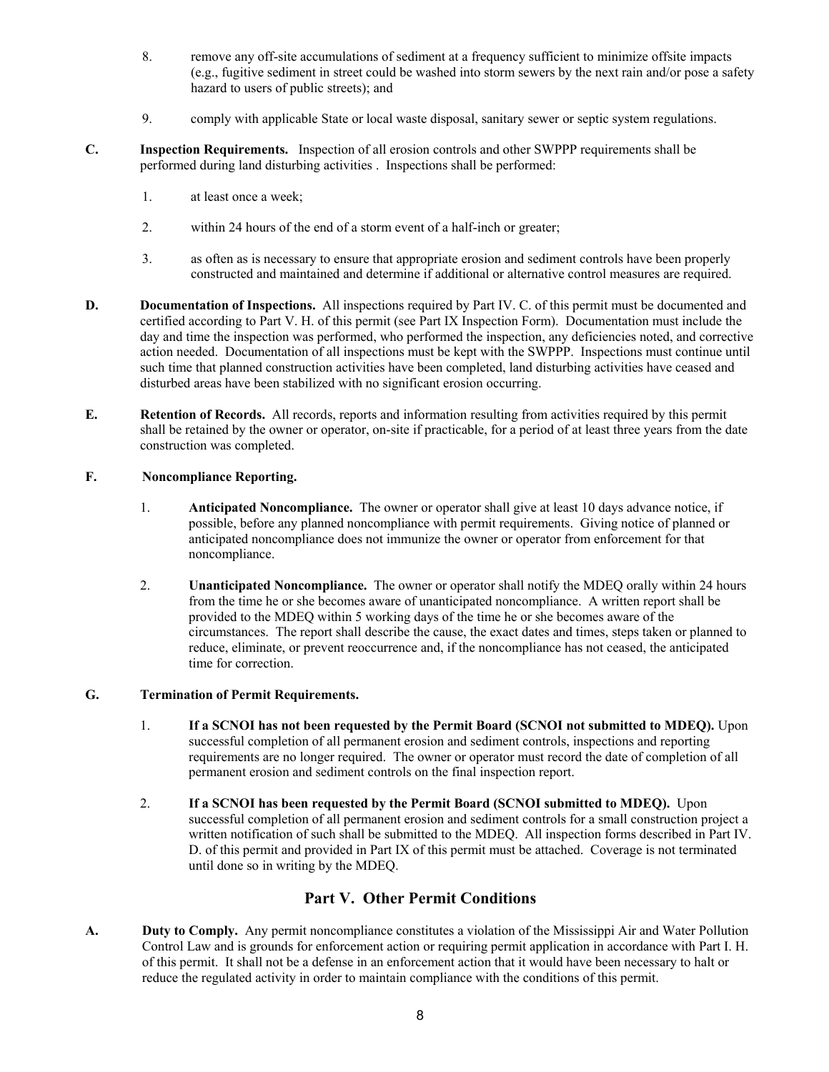8. remove any off-site accumulations of sediment at a frequency sufficient to minimize offsite impacts (e.g., fugitive sediment in street could be washed into storm sewers by the next rain and/or pose a safety hazard to users of public streets); and

9. comply with applicable State or local waste disposal, sanitary sewer or septic system regulations.

**C. Inspection Requirements.** Inspection of all erosion controls and other SWPPP requirements shall be performed during land disturbing activities . Inspections shall be performed:

1. at least once a week;

2. within 24 hours of the end of a storm event of a half-inch or greater;

3. as often as is necessary to ensure that appropriate erosion and sediment controls have been properly constructed and maintained and determine if additional or alternative control measures are required.

**D. Documentation of Inspections.** All inspections required by Part IV. C. of this permit must be documented and certified according to Part V. H. of this permit (see Part IX Inspection Form). Documentation must include the day and time the inspection was performed, who performed the inspection, any deficiencies noted, and corrective action needed. Documentation of all inspections must be kept with the SWPPP. Inspections must continue until such time that planned construction activities have been completed, land disturbing activities have ceased and disturbed areas have been stabilized with no significant erosion occurring.

**E. Retention of Records.** All records, reports and information resulting from activities required by this permit shall be retained by the owner or operator, on-site if practicable, for a period of at least three years from the date construction was completed.

**F. Noncompliance Reporting.**

1. **Anticipated Noncompliance.** The owner or operator shall give at least 10 days advance notice, if possible, before any planned noncompliance with permit requirements. Giving notice of planned or anticipated noncompliance does not immunize the owner or operator from enforcement for that noncompliance.

2. **Unanticipated Noncompliance.** The owner or operator shall notify the MDEQ orally within 24 hours from the time he or she becomes aware of unanticipated noncompliance. A written report shall be provided to the MDEQ within 5 working days of the time he or she becomes aware of the circumstances. The report shall describe the cause, the exact dates and times, steps taken or planned to reduce, eliminate, or prevent reoccurrence and, if the noncompliance has not ceased, the anticipated time for correction.

**G. Termination of Permit Requirements.**

1. **If a SCNOI has not been requested by the Permit Board (SCNOI not submitted to MDEQ).** Upon successful completion of all permanent erosion and sediment controls, inspections and reporting requirements are no longer required. The owner or operator must record the date of completion of all permanent erosion and sediment controls on the final inspection report.

2. **If a SCNOI has been requested by the Permit Board (SCNOI submitted to MDEQ).** Upon successful completion of all permanent erosion and sediment controls for a small construction project a written notification of such shall be submitted to the MDEQ. All inspection forms described in Part IV. D. of this permit and provided in Part IX of this permit must be attached. Coverage is not terminated until done so in writing by the MDEQ.

## Part V. Other Permit Conditions

**A. Duty to Comply.** Any permit noncompliance constitutes a violation of the Mississippi Air and Water Pollution Control Law and is grounds for enforcement action or requiring permit application in accordance with Part I. H. of this permit. It shall not be a defense in an enforcement action that it would have been necessary to halt or reduce the regulated activity in order to maintain compliance with the conditions of this permit.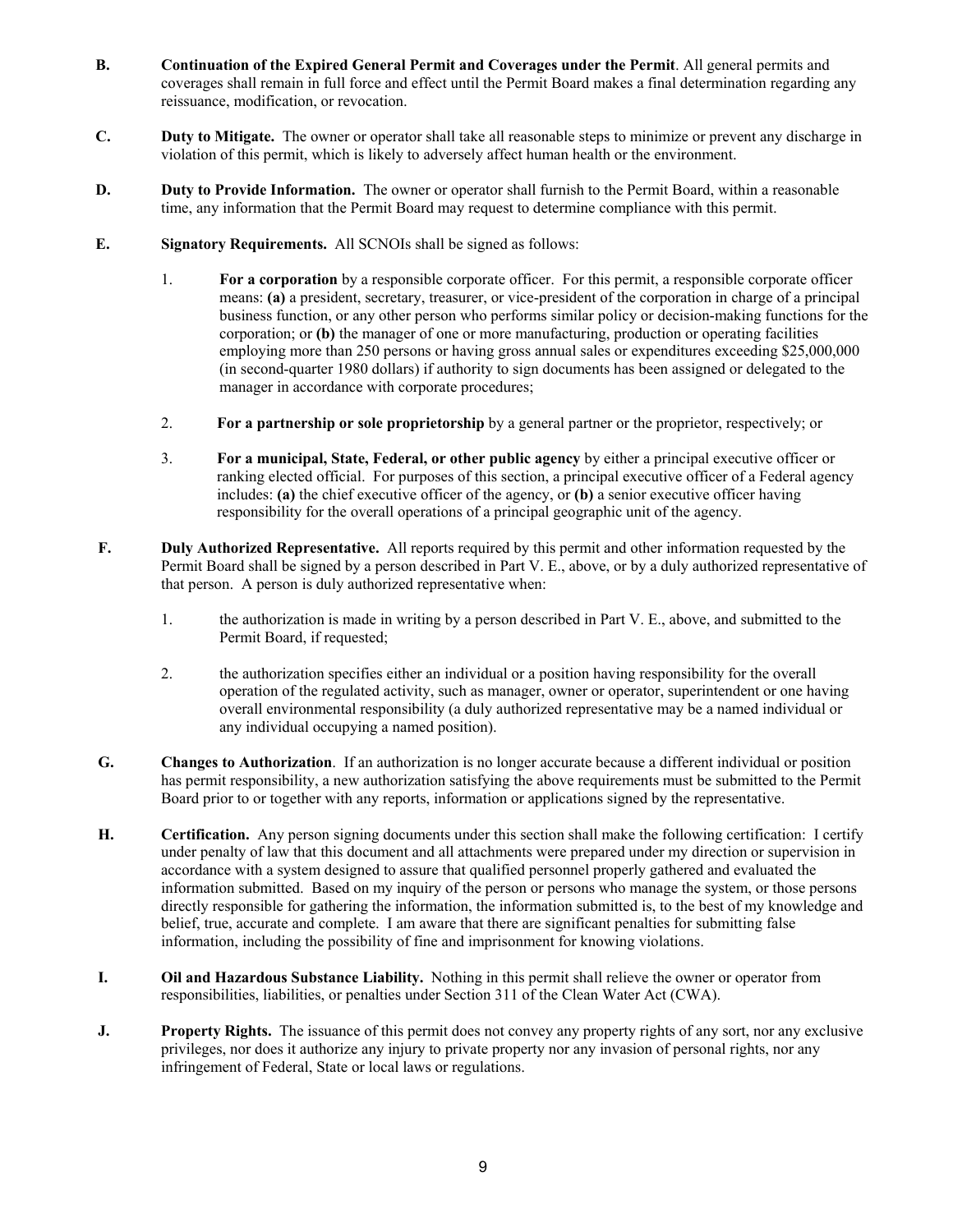**B.** **Continuation of the Expired General Permit and Coverages under the Permit**. All general permits and coverages shall remain in full force and effect until the Permit Board makes a final determination regarding any reissuance, modification, or revocation.

**C.** **Duty to Mitigate.** The owner or operator shall take all reasonable steps to minimize or prevent any discharge in violation of this permit, which is likely to adversely affect human health or the environment.

**D.** **Duty to Provide Information.** The owner or operator shall furnish to the Permit Board, within a reasonable time, any information that the Permit Board may request to determine compliance with this permit.

**E.** **Signatory Requirements.** All SCNOIs shall be signed as follows:

1. **For a corporation** by a responsible corporate officer. For this permit, a responsible corporate officer means: **(a)** a president, secretary, treasurer, or vice-president of the corporation in charge of a principal business function, or any other person who performs similar policy or decision-making functions for the corporation; or **(b)** the manager of one or more manufacturing, production or operating facilities employing more than 250 persons or having gross annual sales or expenditures exceeding $25,000,000 (in second-quarter 1980 dollars) if authority to sign documents has been assigned or delegated to the manager in accordance with corporate procedures;

2. **For a partnership or sole proprietorship** by a general partner or the proprietor, respectively; or

3. **For a municipal, State, Federal, or other public agency** by either a principal executive officer or ranking elected official. For purposes of this section, a principal executive officer of a Federal agency includes: **(a)** the chief executive officer of the agency, or **(b)** a senior executive officer having responsibility for the overall operations of a principal geographic unit of the agency.

**F.** **Duly Authorized Representative.** All reports required by this permit and other information requested by the Permit Board shall be signed by a person described in Part V. E., above, or by a duly authorized representative of that person. A person is duly authorized representative when:

1. the authorization is made in writing by a person described in Part V. E., above, and submitted to the Permit Board, if requested;

2. the authorization specifies either an individual or a position having responsibility for the overall operation of the regulated activity, such as manager, owner or operator, superintendent or one having overall environmental responsibility (a duly authorized representative may be a named individual or any individual occupying a named position).

**G.** **Changes to Authorization**. If an authorization is no longer accurate because a different individual or position has permit responsibility, a new authorization satisfying the above requirements must be submitted to the Permit Board prior to or together with any reports, information or applications signed by the representative.

**H.** **Certification.** Any person signing documents under this section shall make the following certification: I certify under penalty of law that this document and all attachments were prepared under my direction or supervision in accordance with a system designed to assure that qualified personnel properly gathered and evaluated the information submitted. Based on my inquiry of the person or persons who manage the system, or those persons directly responsible for gathering the information, the information submitted is, to the best of my knowledge and belief, true, accurate and complete. I am aware that there are significant penalties for submitting false information, including the possibility of fine and imprisonment for knowing violations.

**I.** **Oil and Hazardous Substance Liability.** Nothing in this permit shall relieve the owner or operator from responsibilities, liabilities, or penalties under Section 311 of the Clean Water Act (CWA).

**J.** **Property Rights.** The issuance of this permit does not convey any property rights of any sort, nor any exclusive privileges, nor does it authorize any injury to private property nor any invasion of personal rights, nor any infringement of Federal, State or local laws or regulations.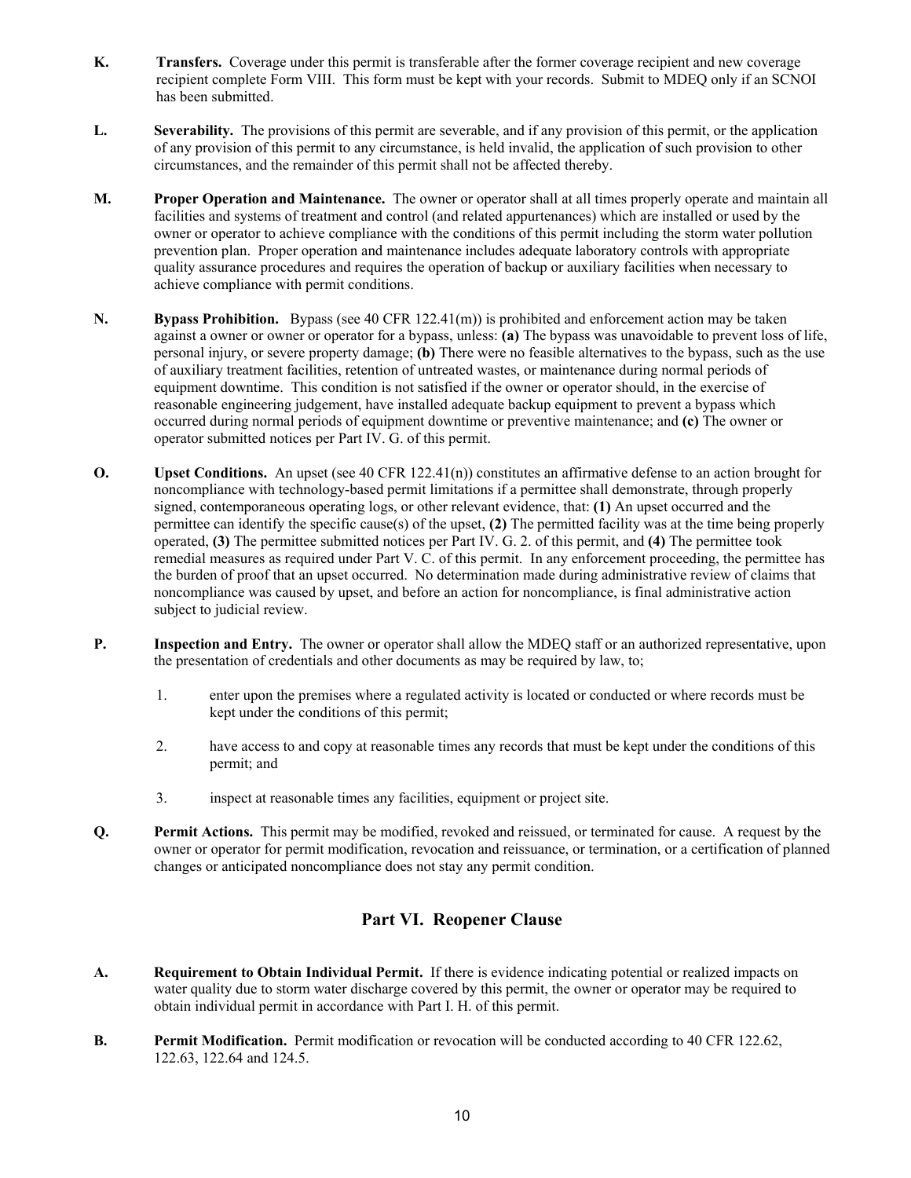**K.** **Transfers.** Coverage under this permit is transferable after the former coverage recipient and new coverage recipient complete Form VIII. This form must be kept with your records. Submit to MDEQ only if an SCNOI has been submitted.

**L.** **Severability.** The provisions of this permit are severable, and if any provision of this permit, or the application of any provision of this permit to any circumstance, is held invalid, the application of such provision to other circumstances, and the remainder of this permit shall not be affected thereby.

**M.** **Proper Operation and Maintenance.** The owner or operator shall at all times properly operate and maintain all facilities and systems of treatment and control (and related appurtenances) which are installed or used by the owner or operator to achieve compliance with the conditions of this permit including the storm water pollution prevention plan. Proper operation and maintenance includes adequate laboratory controls with appropriate quality assurance procedures and requires the operation of backup or auxiliary facilities when necessary to achieve compliance with permit conditions.

**N.** **Bypass Prohibition.** Bypass (see 40 CFR 122.41(m)) is prohibited and enforcement action may be taken against a owner or owner or operator for a bypass, unless: **(a)** The bypass was unavoidable to prevent loss of life, personal injury, or severe property damage; **(b)** There were no feasible alternatives to the bypass, such as the use of auxiliary treatment facilities, retention of untreated wastes, or maintenance during normal periods of equipment downtime. This condition is not satisfied if the owner or operator should, in the exercise of reasonable engineering judgement, have installed adequate backup equipment to prevent a bypass which occurred during normal periods of equipment downtime or preventive maintenance; and **(c)** The owner or operator submitted notices per Part IV. G. of this permit.

**O.** **Upset Conditions.** An upset (see 40 CFR 122.41(n)) constitutes an affirmative defense to an action brought for noncompliance with technology-based permit limitations if a permittee shall demonstrate, through properly signed, contemporaneous operating logs, or other relevant evidence, that: **(1)** An upset occurred and the permittee can identify the specific cause(s) of the upset, **(2)** The permitted facility was at the time being properly operated, **(3)** The permittee submitted notices per Part IV. G. 2. of this permit, and **(4)** The permittee took remedial measures as required under Part V. C. of this permit. In any enforcement proceeding, the permittee has the burden of proof that an upset occurred. No determination made during administrative review of claims that noncompliance was caused by upset, and before an action for noncompliance, is final administrative action subject to judicial review.

**P.** **Inspection and Entry.** The owner or operator shall allow the MDEQ staff or an authorized representative, upon the presentation of credentials and other documents as may be required by law, to;

1. enter upon the premises where a regulated activity is located or conducted or where records must be kept under the conditions of this permit;
2. have access to and copy at reasonable times any records that must be kept under the conditions of this permit; and
3. inspect at reasonable times any facilities, equipment or project site.

**Q.** **Permit Actions.** This permit may be modified, revoked and reissued, or terminated for cause. A request by the owner or operator for permit modification, revocation and reissuance, or termination, or a certification of planned changes or anticipated noncompliance does not stay any permit condition.

## Part VI. Reopener Clause

**A.** **Requirement to Obtain Individual Permit.** If there is evidence indicating potential or realized impacts on water quality due to storm water discharge covered by this permit, the owner or operator may be required to obtain individual permit in accordance with Part I. H. of this permit.

**B.** **Permit Modification.** Permit modification or revocation will be conducted according to 40 CFR 122.62, 122.63, 122.64 and 124.5.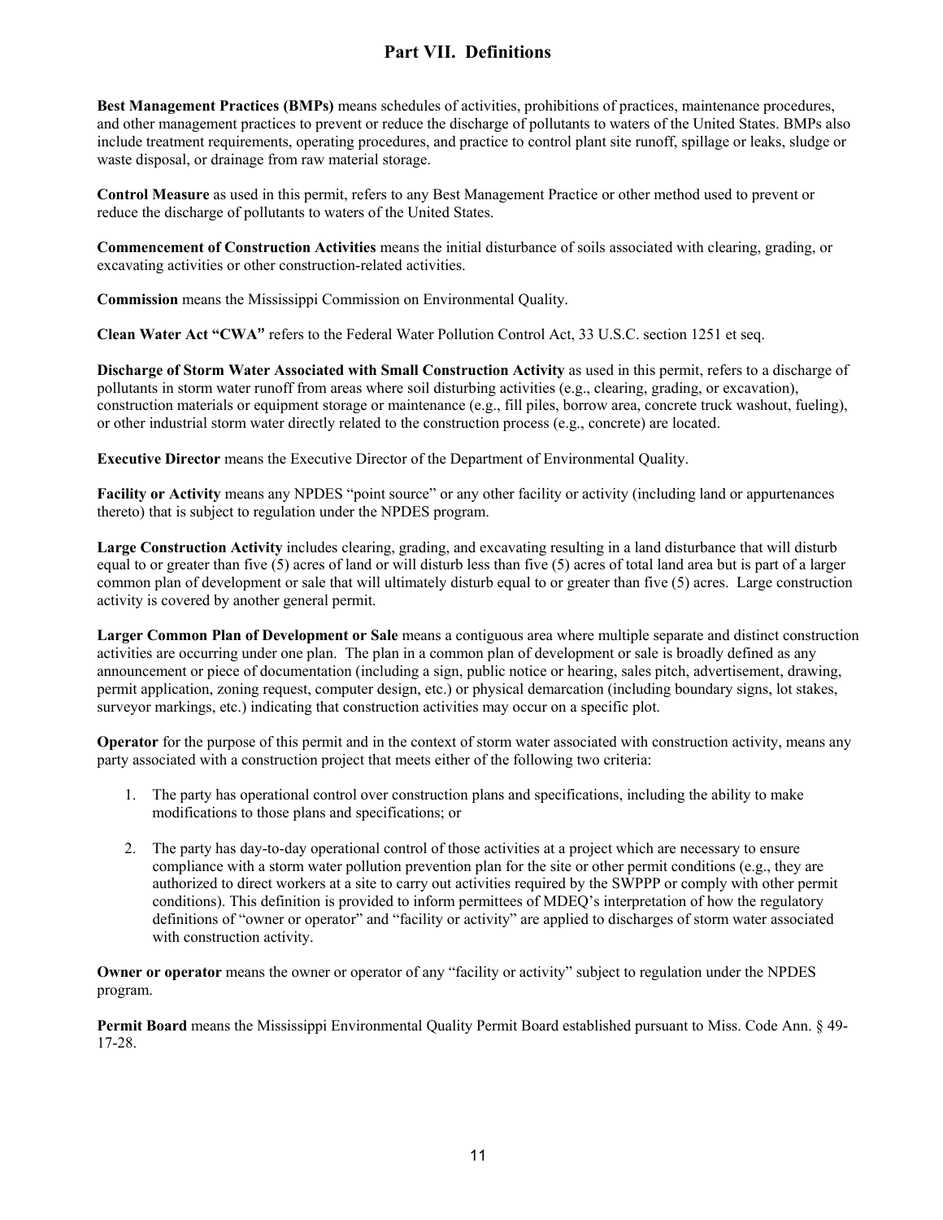# Part VII. Definitions

**Best Management Practices (BMPs)** means schedules of activities, prohibitions of practices, maintenance procedures, and other management practices to prevent or reduce the discharge of pollutants to waters of the United States. BMPs also include treatment requirements, operating procedures, and practice to control plant site runoff, spillage or leaks, sludge or waste disposal, or drainage from raw material storage.

**Control Measure** as used in this permit, refers to any Best Management Practice or other method used to prevent or reduce the discharge of pollutants to waters of the United States.

**Commencement of Construction Activities** means the initial disturbance of soils associated with clearing, grading, or excavating activities or other construction-related activities.

**Commission** means the Mississippi Commission on Environmental Quality.

**Clean Water Act "CWA"** refers to the Federal Water Pollution Control Act, 33 U.S.C. section 1251 et seq.

**Discharge of Storm Water Associated with Small Construction Activity** as used in this permit, refers to a discharge of pollutants in storm water runoff from areas where soil disturbing activities (e.g., clearing, grading, or excavation), construction materials or equipment storage or maintenance (e.g., fill piles, borrow area, concrete truck washout, fueling), or other industrial storm water directly related to the construction process (e.g., concrete) are located.

**Executive Director** means the Executive Director of the Department of Environmental Quality.

**Facility or Activity** means any NPDES "point source" or any other facility or activity (including land or appurtenances thereto) that is subject to regulation under the NPDES program.

**Large Construction Activity** includes clearing, grading, and excavating resulting in a land disturbance that will disturb equal to or greater than five (5) acres of land or will disturb less than five (5) acres of total land area but is part of a larger common plan of development or sale that will ultimately disturb equal to or greater than five (5) acres. Large construction activity is covered by another general permit.

**Larger Common Plan of Development or Sale** means a contiguous area where multiple separate and distinct construction activities are occurring under one plan. The plan in a common plan of development or sale is broadly defined as any announcement or piece of documentation (including a sign, public notice or hearing, sales pitch, advertisement, drawing, permit application, zoning request, computer design, etc.) or physical demarcation (including boundary signs, lot stakes, surveyor markings, etc.) indicating that construction activities may occur on a specific plot.

**Operator** for the purpose of this permit and in the context of storm water associated with construction activity, means any party associated with a construction project that meets either of the following two criteria:

1. The party has operational control over construction plans and specifications, including the ability to make modifications to those plans and specifications; or

2. The party has day-to-day operational control of those activities at a project which are necessary to ensure compliance with a storm water pollution prevention plan for the site or other permit conditions (e.g., they are authorized to direct workers at a site to carry out activities required by the SWPPP or comply with other permit conditions). This definition is provided to inform permittees of MDEQ's interpretation of how the regulatory definitions of "owner or operator" and "facility or activity" are applied to discharges of storm water associated with construction activity.

**Owner or operator** means the owner or operator of any "facility or activity" subject to regulation under the NPDES program.

**Permit Board** means the Mississippi Environmental Quality Permit Board established pursuant to Miss. Code Ann. § 49-17-28.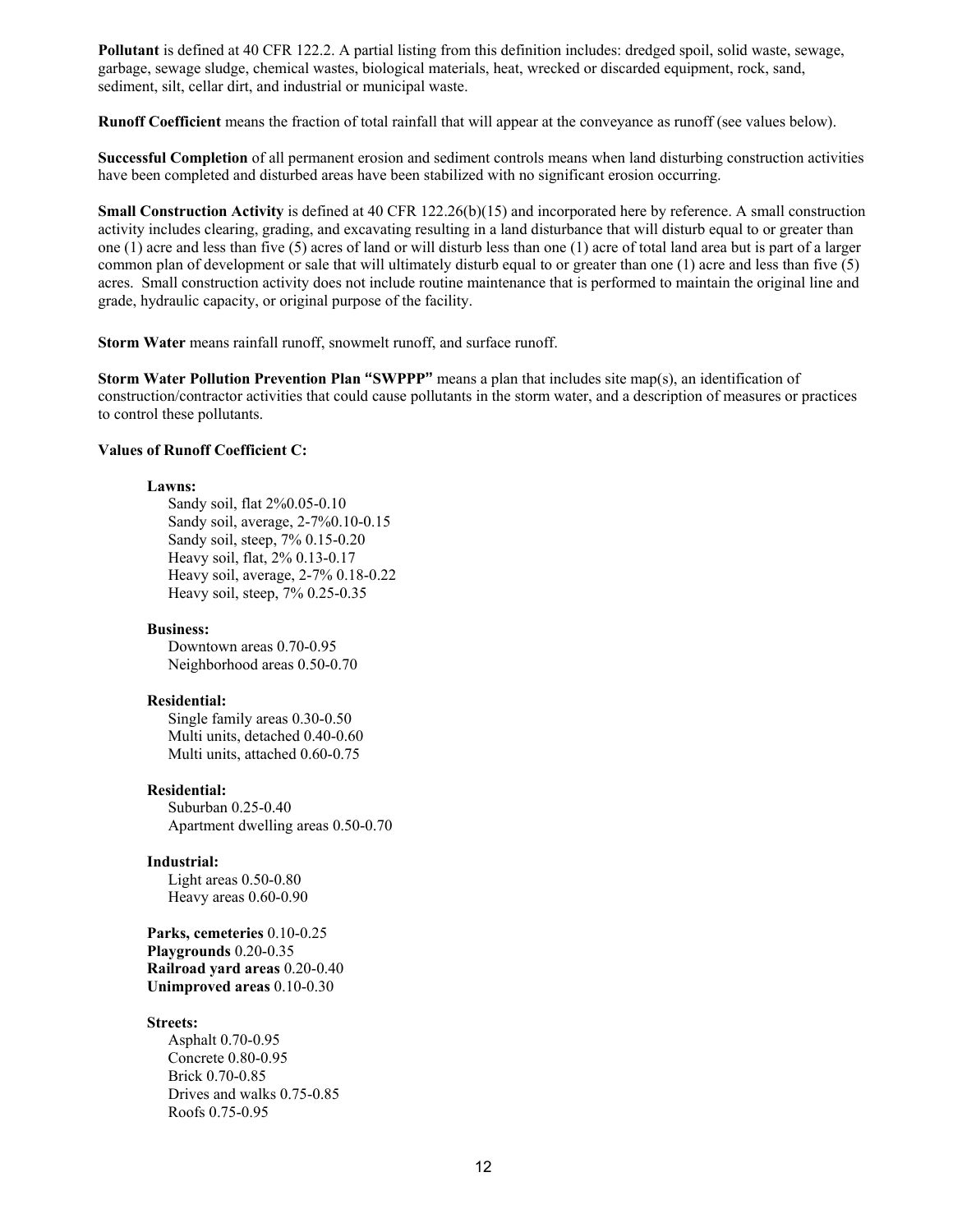**Pollutant** is defined at 40 CFR 122.2. A partial listing from this definition includes: dredged spoil, solid waste, sewage, garbage, sewage sludge, chemical wastes, biological materials, heat, wrecked or discarded equipment, rock, sand, sediment, silt, cellar dirt, and industrial or municipal waste.

**Runoff Coefficient** means the fraction of total rainfall that will appear at the conveyance as runoff (see values below).

**Successful Completion** of all permanent erosion and sediment controls means when land disturbing construction activities have been completed and disturbed areas have been stabilized with no significant erosion occurring.

**Small Construction Activity** is defined at 40 CFR 122.26(b)(15) and incorporated here by reference. A small construction activity includes clearing, grading, and excavating resulting in a land disturbance that will disturb equal to or greater than one (1) acre and less than five (5) acres of land or will disturb less than one (1) acre of total land area but is part of a larger common plan of development or sale that will ultimately disturb equal to or greater than one (1) acre and less than five (5) acres. Small construction activity does not include routine maintenance that is performed to maintain the original line and grade, hydraulic capacity, or original purpose of the facility.

**Storm Water** means rainfall runoff, snowmelt runoff, and surface runoff.

**Storm Water Pollution Prevention Plan "SWPPP"** means a plan that includes site map(s), an identification of construction/contractor activities that could cause pollutants in the storm water, and a description of measures or practices to control these pollutants.

**Values of Runoff Coefficient C:**

**Lawns:**
- Sandy soil, flat 2%0.05-0.10
- Sandy soil, average, 2-7%0.10-0.15
- Sandy soil, steep, 7% 0.15-0.20
- Heavy soil, flat, 2% 0.13-0.17
- Heavy soil, average, 2-7% 0.18-0.22
- Heavy soil, steep, 7% 0.25-0.35

**Business:**
- Downtown areas 0.70-0.95
- Neighborhood areas 0.50-0.70

**Residential:**
- Single family areas 0.30-0.50
- Multi units, detached 0.40-0.60
- Multi units, attached 0.60-0.75

**Residential:**
- Suburban 0.25-0.40
- Apartment dwelling areas 0.50-0.70

**Industrial:**
- Light areas 0.50-0.80
- Heavy areas 0.60-0.90

**Parks, cemeteries** 0.10-0.25
**Playgrounds** 0.20-0.35
**Railroad yard areas** 0.20-0.40
**Unimproved areas** 0.10-0.30

**Streets:**
- Asphalt 0.70-0.95
- Concrete 0.80-0.95
- Brick 0.70-0.85
- Drives and walks 0.75-0.85
- Roofs 0.75-0.95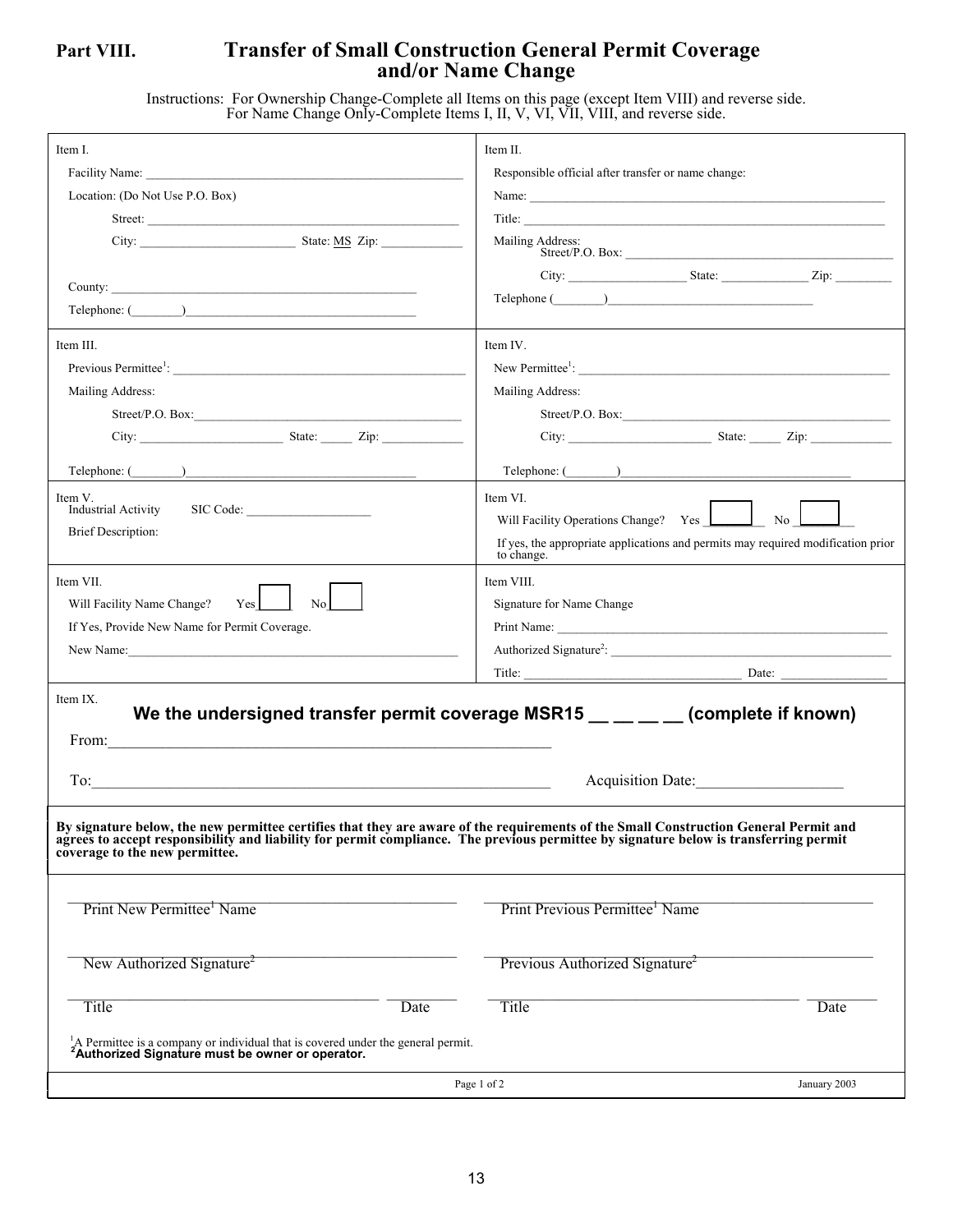# Part VIII. Transfer of Small Construction General Permit Coverage and/or Name Change

Instructions: For Ownership Change-Complete all Items on this page (except Item VIII) and reverse side.
For Name Change Only-Complete Items I, II, V, VI, VII, VIII, and reverse side.

**Item I.**

Facility Name: ____________________

Location: (Do Not Use P.O. Box)

Street: ____________________

City: ____________ State: MS Zip: ________

County: ____________________

Telephone: (____)____________________

**Item II.**

Responsible official after transfer or name change:

Name: ____________________

Title: ____________________

Mailing Address:
Street/P.O. Box: ____________________

City: ____________ State: ________ Zip: ________

Telephone (____)____________________

**Item III.**

Previous Permittee[1]: ____________________

Mailing Address:

Street/P.O. Box: ____________________

City: ____________ State: _____ Zip: ________

Telephone: (____)____________________

**Item IV.**

New Permittee[1]: ____________________

Mailing Address:

Street/P.O. Box: ____________________

City: ____________ State: _____ Zip: ________

Telephone: (____)____________________

**Item V.**

Industrial Activity SIC Code: ____________

Brief Description:

**Item VI.**

Will Facility Operations Change? Yes ☐ No ☐

If yes, the appropriate applications and permits may required modification prior to change.

**Item VII.**

Will Facility Name Change? Yes ☐ No ☐

If Yes, Provide New Name for Permit Coverage.

New Name: ____________________

**Item VIII.**

Signature for Name Change

Print Name: ____________________

Authorized Signature[2]: ____________________

Title: ____________________ Date: ____________

**Item IX.**

**We the undersigned transfer permit coverage MSR15 __ __ __ __ (complete if known)**

From: ____________________

To: ____________________ Acquisition Date: ____________

**By signature below, the new permittee certifies that they are aware of the requirements of the Small Construction General Permit and agrees to accept responsibility and liability for permit compliance. The previous permittee by signature below is transferring permit coverage to the new permittee.**

| | |
|---|---|
| ____________________ | ____________________ |
| Print New Permittee[1] Name | Print Previous Permittee[1] Name |
| ____________________ | ____________________ |
| New Authorized Signature[2] | Previous Authorized Signature[2] |
| ____________________ ________ | ____________________ ________ |
| Title Date | Title Date |

[1]A Permittee is a company or individual that is covered under the general permit.
**[2]Authorized Signature must be owner or operator.**

January 2003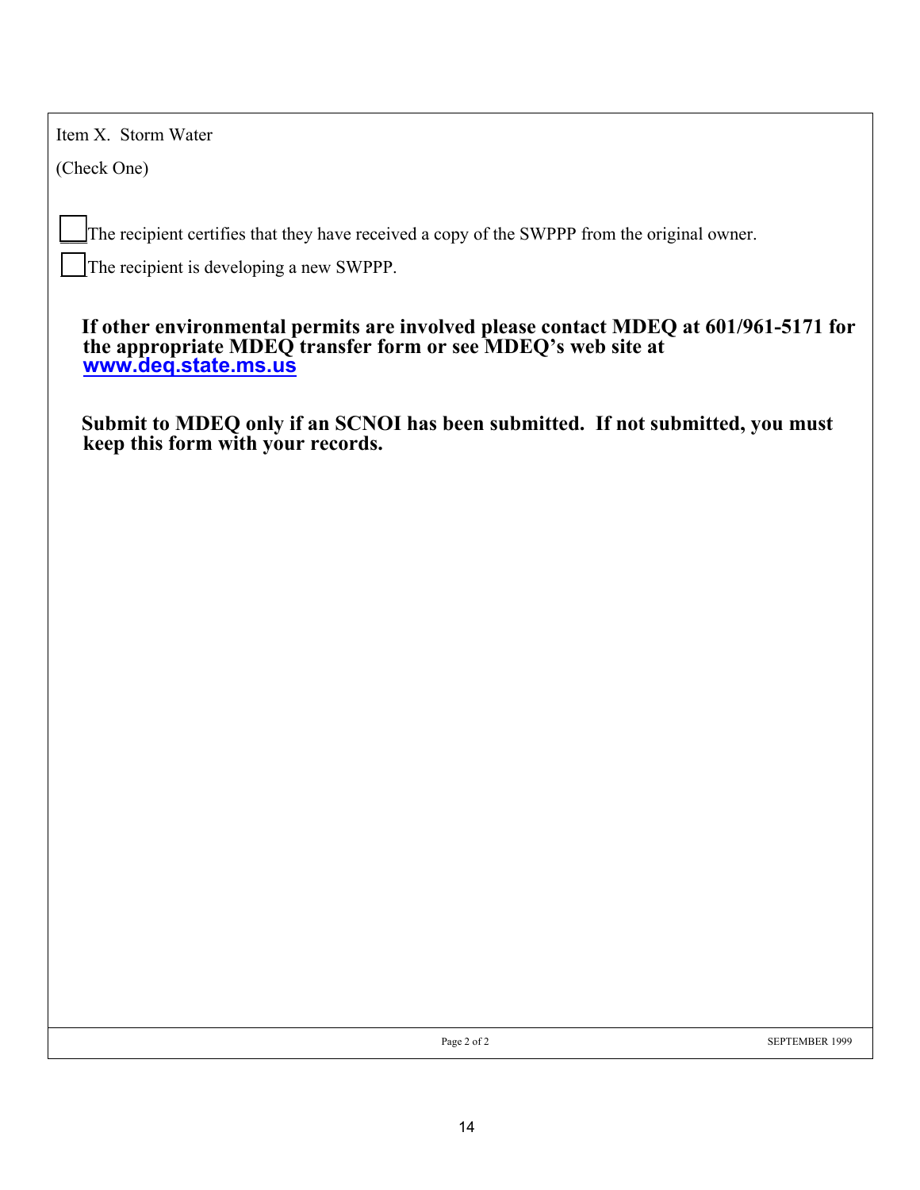Item X. Storm Water

(Check One)

☐ The recipient certifies that they have received a copy of the SWPPP from the original owner.

☐ The recipient is developing a new SWPPP.

**If other environmental permits are involved please contact MDEQ at 601/961-5171 for the appropriate MDEQ transfer form or see MDEQ's web site at [www.deq.state.ms.us](http://www.deq.state.ms.us)**

**Submit to MDEQ only if an SCNOI has been submitted. If not submitted, you must keep this form with your records.**

SEPTEMBER 1999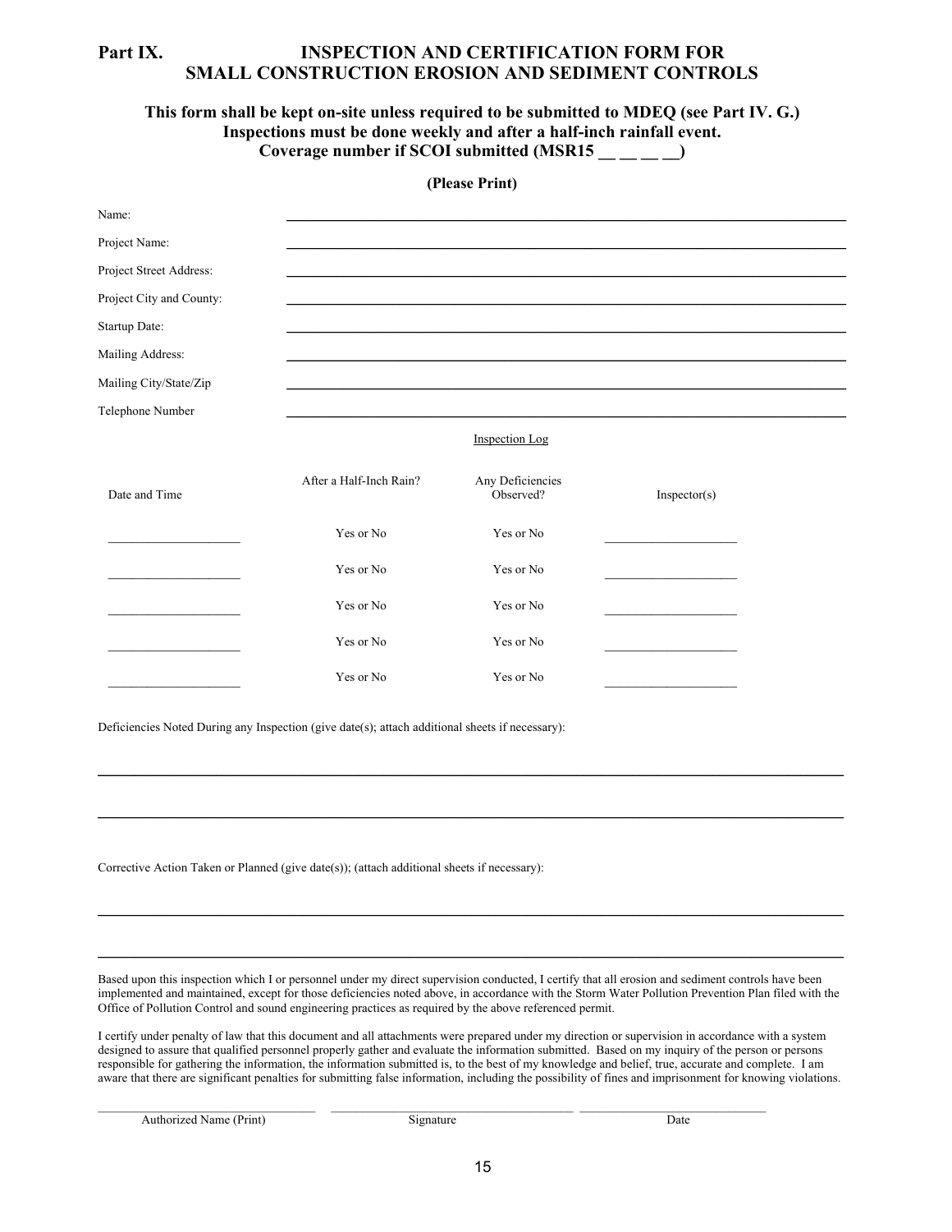## Part IX. INSPECTION AND CERTIFICATION FORM FOR SMALL CONSTRUCTION EROSION AND SEDIMENT CONTROLS

**This form shall be kept on-site unless required to be submitted to MDEQ (see Part IV. G.)**
**Inspections must be done weekly and after a half-inch rainfall event.**
**Coverage number if SCOI submitted (MSR15 __ __ __ __)**

**(Please Print)**

Name: ______________________________

Project Name: ______________________________

Project Street Address: ______________________________

Project City and County: ______________________________

Startup Date: ______________________________

Mailing Address: ______________________________

Mailing City/State/Zip ______________________________

Telephone Number ______________________________

Inspection Log

| Date and Time | After a Half-Inch Rain? | Any Deficiencies Observed? | Inspector(s) |
|---|---|---|---|
| ____________________ | Yes or No | Yes or No | ____________________ |
| ____________________ | Yes or No | Yes or No | ____________________ |
| ____________________ | Yes or No | Yes or No | ____________________ |
| ____________________ | Yes or No | Yes or No | ____________________ |
| ____________________ | Yes or No | Yes or No | ____________________ |

Deficiencies Noted During any Inspection (give date(s); attach additional sheets if necessary):

______________________________________________________________________

______________________________________________________________________

Corrective Action Taken or Planned (give date(s)); (attach additional sheets if necessary):

______________________________________________________________________

______________________________________________________________________

Based upon this inspection which I or personnel under my direct supervision conducted, I certify that all erosion and sediment controls have been implemented and maintained, except for those deficiencies noted above, in accordance with the Storm Water Pollution Prevention Plan filed with the Office of Pollution Control and sound engineering practices as required by the above referenced permit.

I certify under penalty of law that this document and all attachments were prepared under my direction or supervision in accordance with a system designed to assure that qualified personnel properly gather and evaluate the information submitted. Based on my inquiry of the person or persons responsible for gathering the information, the information submitted is, to the best of my knowledge and belief, true, accurate and complete. I am aware that there are significant penalties for submitting false information, including the possibility of fines and imprisonment for knowing violations.

______________________________ ______________________________ ______________________________
Authorized Name (Print) Signature Date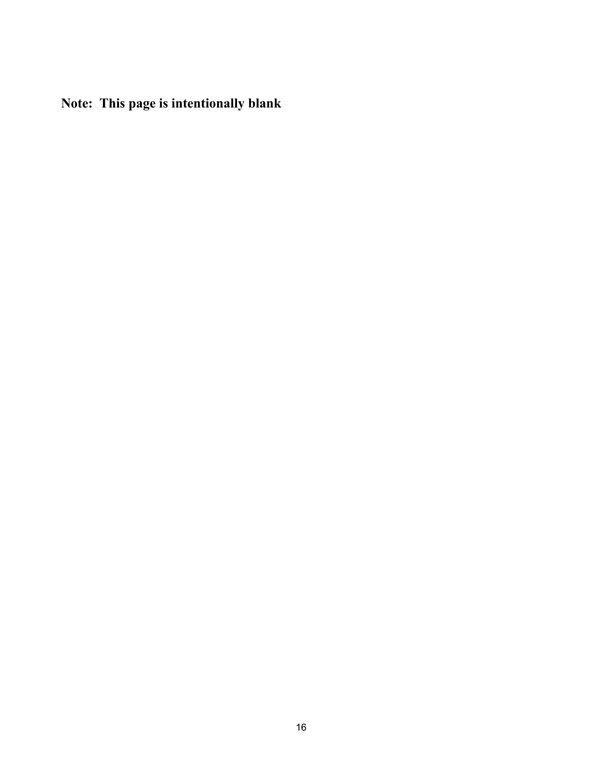**Note: This page is intentionally blank**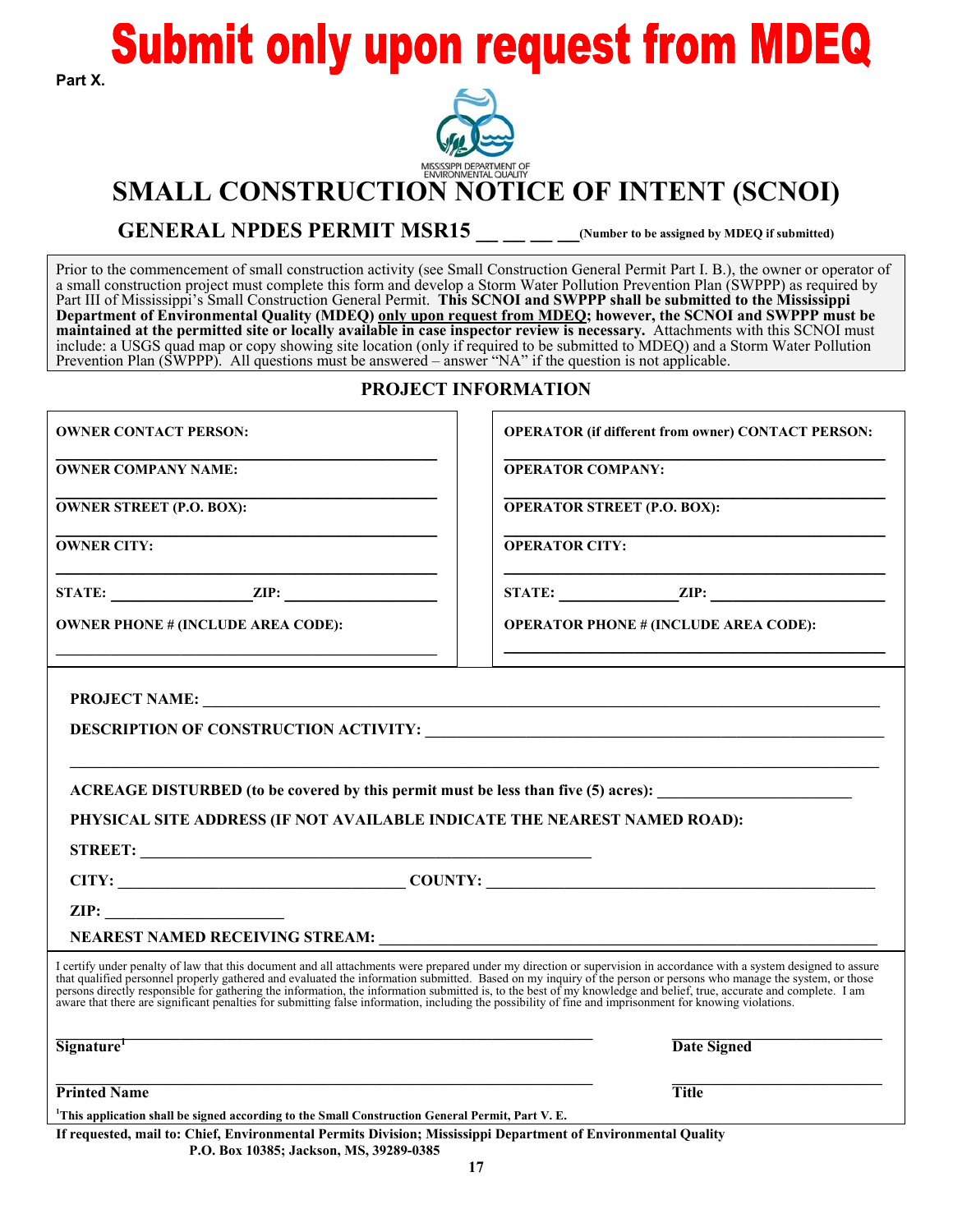# Submit only upon request from MDEQ

**Part X.**

MISSISSIPPI DEPARTMENT OF ENVIRONMENTAL QUALITY

# SMALL CONSTRUCTION NOTICE OF INTENT (SCNOI)

## GENERAL NPDES PERMIT MSR15 __ __ __ __ (Number to be assigned by MDEQ if submitted)

Prior to the commencement of small construction activity (see Small Construction General Permit Part I. B.), the owner or operator of a small construction project must complete this form and develop a Storm Water Pollution Prevention Plan (SWPPP) as required by Part III of Mississippi's Small Construction General Permit. **This SCNOI and SWPPP shall be submitted to the Mississippi Department of Environmental Quality (MDEQ) only upon request from MDEQ; however, the SCNOI and SWPPP must be maintained at the permitted site or locally available in case inspector review is necessary.** Attachments with this SCNOI must include: a USGS quad map or copy showing site location (only if required to be submitted to MDEQ) and a Storm Water Pollution Prevention Plan (SWPPP). All questions must be answered – answer "NA" if the question is not applicable.

## PROJECT INFORMATION

| | |
|---|---|
| **OWNER CONTACT PERSON:** ______________________ | **OPERATOR (if different from owner) CONTACT PERSON:** ______________________ |
| **OWNER COMPANY NAME:** ______________________ | **OPERATOR COMPANY:** ______________________ |
| **OWNER STREET (P.O. BOX):** ______________________ | **OPERATOR STREET (P.O. BOX):** ______________________ |
| **OWNER CITY:** ______________________ | **OPERATOR CITY:** ______________________ |
| **STATE:** __________ **ZIP:** __________ | **STATE:** __________ **ZIP:** __________ |
| **OWNER PHONE # (INCLUDE AREA CODE):** ______________________ | **OPERATOR PHONE # (INCLUDE AREA CODE):** ______________________ |

**PROJECT NAME:** ______________________________________________

**DESCRIPTION OF CONSTRUCTION ACTIVITY:** ______________________________________________

______________________________________________

**ACREAGE DISTURBED (to be covered by this permit must be less than five (5) acres):** ______________

**PHYSICAL SITE ADDRESS (IF NOT AVAILABLE INDICATE THE NEAREST NAMED ROAD):**

**STREET:** ______________________________

**CITY:** ______________________ **COUNTY:** ______________________

**ZIP:** ______________

**NEAREST NAMED RECEIVING STREAM:** ______________________________

I certify under penalty of law that this document and all attachments were prepared under my direction or supervision in accordance with a system designed to assure that qualified personnel properly gathered and evaluated the information submitted. Based on my inquiry of the person or persons who manage the system, or those persons directly responsible for gathering the information, the information submitted is, to the best of my knowledge and belief, true, accurate and complete. I am aware that there are significant penalties for submitting false information, including the possibility of fine and imprisonment for knowing violations.

______________________________________________ ______________________

**Signature[1]** **Date Signed**

______________________________________________ ______________________

**Printed Name** **Title**

[1]**This application shall be signed according to the Small Construction General Permit, Part V. E.**

**If requested, mail to: Chief, Environmental Permits Division; Mississippi Department of Environmental Quality P.O. Box 10385; Jackson, MS, 39289-0385**